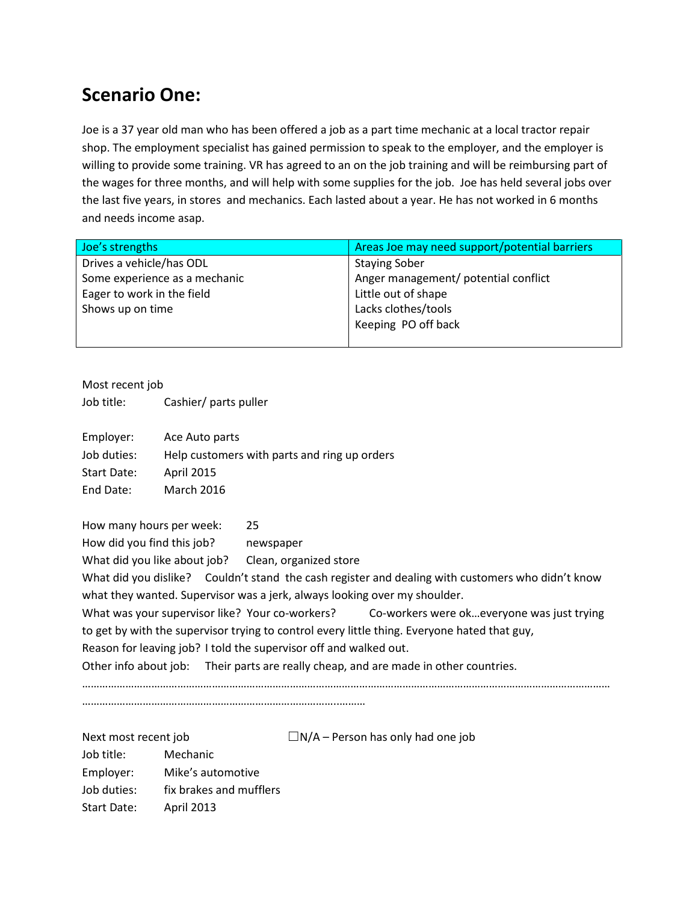## Scenario One:

Joe is a 37 year old man who has been offered a job as a part time mechanic at a local tractor repair shop. The employment specialist has gained permission to speak to the employer, and the employer is willing to provide some training. VR has agreed to an on the job training and will be reimbursing part of the wages for three months, and will help with some supplies for the job. Joe has held several jobs over the last five years, in stores and mechanics. Each lasted about a year. He has not worked in 6 months and needs income asap.

| Joe's strengths | Areas Joe may need support/potential barriers |
|---|---|
| Drives a vehicle/has ODL<br>Some experience as a mechanic<br>Eager to work in the field<br>Shows up on time | Staying Sober<br>Anger management/ potential conflict<br>Little out of shape<br>Lacks clothes/tools<br>Keeping PO off back |

Most recent job

Job title: Cashier/ parts puller

Employer: Ace Auto parts

Job duties: Help customers with parts and ring up orders

Start Date: April 2015

End Date: March 2016

How many hours per week: 25

How did you find this job? newspaper

What did you like about job? Clean, organized store

What did you dislike? Couldn't stand the cash register and dealing with customers who didn't know what they wanted. Supervisor was a jerk, always looking over my shoulder.

What was your supervisor like? Your co-workers? Co-workers were ok…everyone was just trying to get by with the supervisor trying to control every little thing. Everyone hated that guy,

Reason for leaving job? I told the supervisor off and walked out.

Other info about job: Their parts are really cheap, and are made in other countries.

……………………………………………………………………………………………………………………………………………………
……………………………………………………………………………….………

Next most recent job ☐N/A – Person has only had one job

Job title: Mechanic

Employer: Mike's automotive

Job duties: fix brakes and mufflers

Start Date: April 2013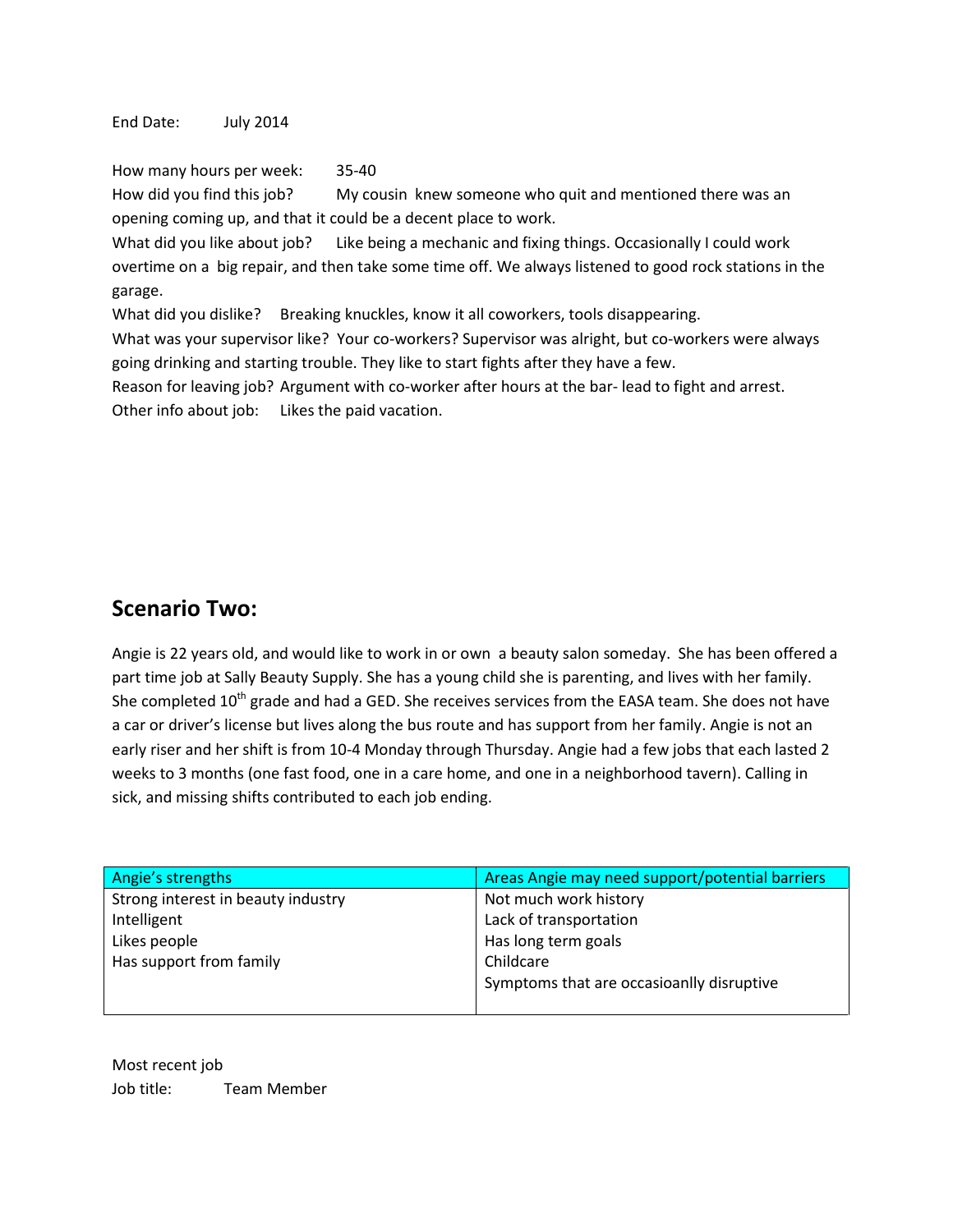End Date: July 2014

How many hours per week: 35-40

How did you find this job? My cousin knew someone who quit and mentioned there was an opening coming up, and that it could be a decent place to work.

What did you like about job? Like being a mechanic and fixing things. Occasionally I could work overtime on a big repair, and then take some time off. We always listened to good rock stations in the garage.

What did you dislike? Breaking knuckles, know it all coworkers, tools disappearing.

What was your supervisor like? Your co-workers? Supervisor was alright, but co-workers were always going drinking and starting trouble. They like to start fights after they have a few.

Reason for leaving job? Argument with co-worker after hours at the bar- lead to fight and arrest.

Other info about job: Likes the paid vacation.

## Scenario Two:

Angie is 22 years old, and would like to work in or own a beauty salon someday. She has been offered a part time job at Sally Beauty Supply. She has a young child she is parenting, and lives with her family. She completed 10th grade and had a GED. She receives services from the EASA team. She does not have a car or driver's license but lives along the bus route and has support from her family. Angie is not an early riser and her shift is from 10-4 Monday through Thursday. Angie had a few jobs that each lasted 2 weeks to 3 months (one fast food, one in a care home, and one in a neighborhood tavern). Calling in sick, and missing shifts contributed to each job ending.

| Angie's strengths | Areas Angie may need support/potential barriers |
| --- | --- |
| Strong interest in beauty industry | Not much work history |
| Intelligent | Lack of transportation |
| Likes people | Has long term goals |
| Has support from family | Childcare |
| | Symptoms that are occasioanlly disruptive |

Most recent job

Job title: Team Member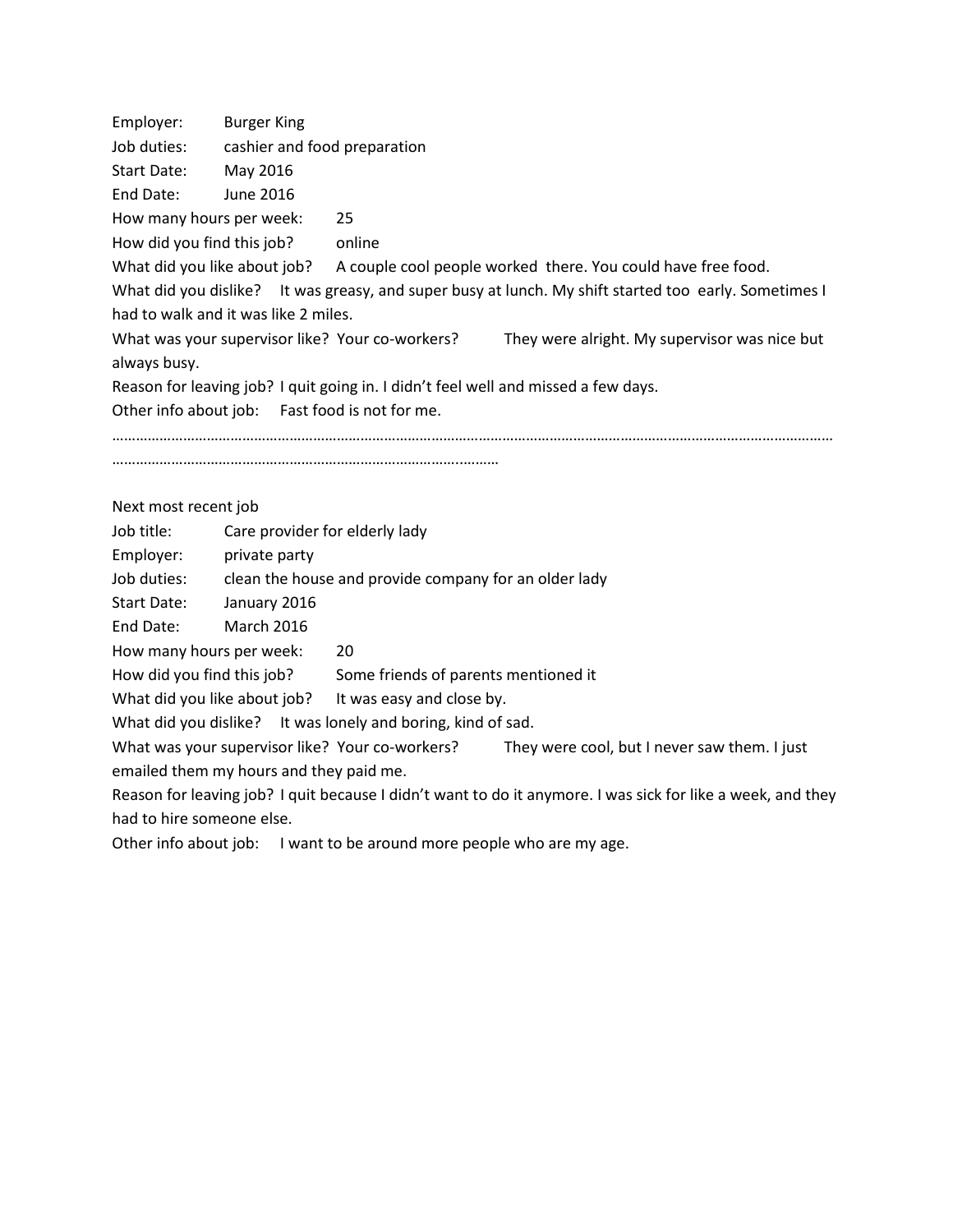Employer: Burger King

Job duties: cashier and food preparation

Start Date: May 2016

End Date: June 2016

How many hours per week: 25

How did you find this job? online

What did you like about job? A couple cool people worked there. You could have free food.

What did you dislike? It was greasy, and super busy at lunch. My shift started too early. Sometimes I had to walk and it was like 2 miles.

What was your supervisor like? Your co-workers? They were alright. My supervisor was nice but always busy.

Reason for leaving job? I quit going in. I didn't feel well and missed a few days.

Other info about job: Fast food is not for me.

………………………………………………………………………………………………………………………………………………………………………………………………………………………………………………………….………

Next most recent job

Job title: Care provider for elderly lady

Employer: private party

Job duties: clean the house and provide company for an older lady

Start Date: January 2016

End Date: March 2016

How many hours per week: 20

How did you find this job? Some friends of parents mentioned it

What did you like about job? It was easy and close by.

What did you dislike? It was lonely and boring, kind of sad.

What was your supervisor like? Your co-workers? They were cool, but I never saw them. I just emailed them my hours and they paid me.

Reason for leaving job? I quit because I didn't want to do it anymore. I was sick for like a week, and they had to hire someone else.

Other info about job: I want to be around more people who are my age.